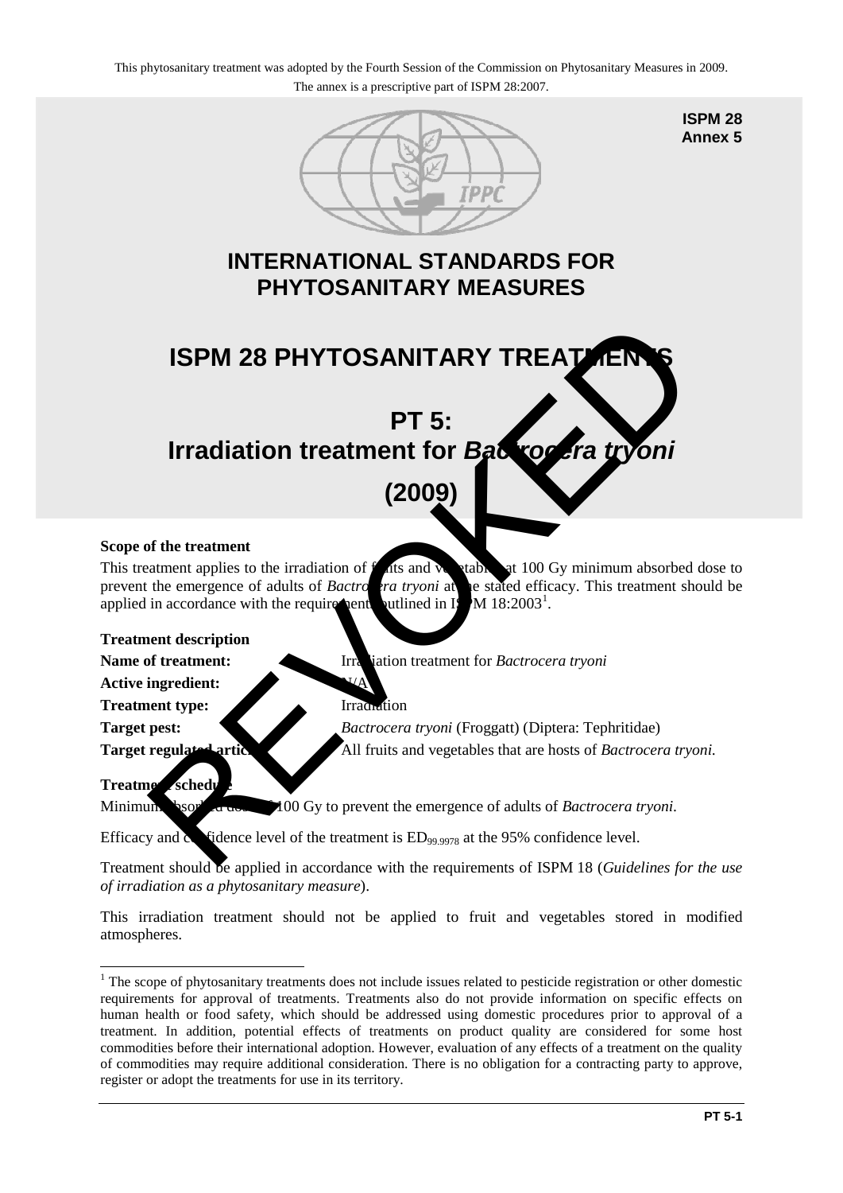This phytosanitary treatment was adopted by the Fourth Session of the Commission on Phytosanitary Measures in 2009.
The annex is a prescriptive part of ISPM 28:2007.

**ISPM 28**
**Annex 5**

# INTERNATIONAL STANDARDS FOR PHYTOSANITARY MEASURES

# ISPM 28 PHYTOSANITARY TREATMENTS

# PT 5: Irradiation treatment for *Bactrocera tryoni* (2009)

REVOKED

**Scope of the treatment**

This treatment applies to the irradiation of fruits and vegetables at 100 Gy minimum absorbed dose to prevent the emergence of adults of *Bactrocera tryoni* at the stated efficacy. This treatment should be applied in accordance with the requirements outlined in ISPM 18:2003[1].

**Treatment description**

**Name of treatment:** Irradiation treatment for *Bactrocera tryoni*

**Active ingredient:** N/A

**Treatment type:** Irradiation

**Target pest:** *Bactrocera tryoni* (Froggatt) (Diptera: Tephritidae)

**Target regulated articles:** All fruits and vegetables that are hosts of *Bactrocera tryoni.*

**Treatment schedule**

Minimum absorbed dose of 100 Gy to prevent the emergence of adults of *Bactrocera tryoni*.

Efficacy and confidence level of the treatment is $ED_{99.9978}$ at the 95% confidence level.

Treatment should be applied in accordance with the requirements of ISPM 18 (*Guidelines for the use of irradiation as a phytosanitary measure*).

This irradiation treatment should not be applied to fruit and vegetables stored in modified atmospheres.

---

[1] The scope of phytosanitary treatments does not include issues related to pesticide registration or other domestic requirements for approval of treatments. Treatments also do not provide information on specific effects on human health or food safety, which should be addressed using domestic procedures prior to approval of a treatment. In addition, potential effects of treatments on product quality are considered for some host commodities before their international adoption. However, evaluation of any effects of a treatment on the quality of commodities may require additional consideration. There is no obligation for a contracting party to approve, register or adopt the treatments for use in its territory.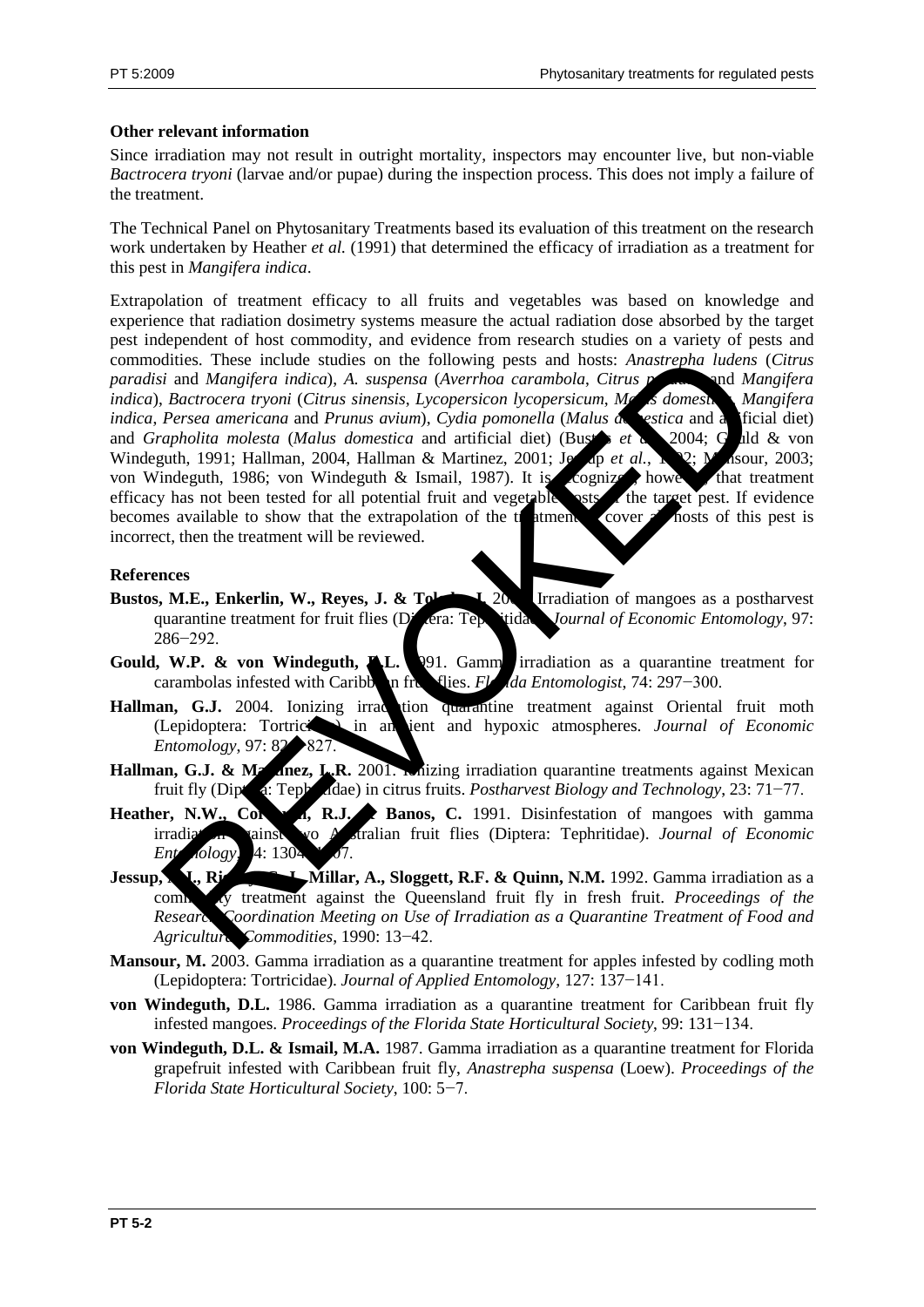**Other relevant information**

Since irradiation may not result in outright mortality, inspectors may encounter live, but non-viable *Bactrocera tryoni* (larvae and/or pupae) during the inspection process. This does not imply a failure of the treatment.

The Technical Panel on Phytosanitary Treatments based its evaluation of this treatment on the research work undertaken by Heather *et al.* (1991) that determined the efficacy of irradiation as a treatment for this pest in *Mangifera indica*.

Extrapolation of treatment efficacy to all fruits and vegetables was based on knowledge and experience that radiation dosimetry systems measure the actual radiation dose absorbed by the target pest independent of host commodity, and evidence from research studies on a variety of pests and commodities. These include studies on the following pests and hosts: *Anastrepha ludens* (*Citrus paradisi* and *Mangifera indica*), *A. suspensa* (*Averrhoa carambola*, *Citrus paradisi* and *Mangifera indica*), *Bactrocera tryoni* (*Citrus sinensis*, *Lycopersicon lycopersicum*, *Malus domestica*, *Mangifera indica*, *Persea americana* and *Prunus avium*), *Cydia pomonella* (*Malus domestica* and artificial diet) and *Grapholita molesta* (*Malus domestica* and artificial diet) (Bustos *et al.*, 2004; Gould & von Windeguth, 1991; Hallman, 2004, Hallman & Martinez, 2001; Jessup *et al.*, 1992; Mansour, 2003; von Windeguth, 1986; von Windeguth & Ismail, 1987). It is recognized, however, that treatment efficacy has not been tested for all potential fruit and vegetable hosts of the target pest. If evidence becomes available to show that the extrapolation of the treatment to cover all hosts of this pest is incorrect, then the treatment will be reviewed.

**References**

**Bustos, M.E., Enkerlin, W., Reyes, J. & Toledo, J.** 2004. Irradiation of mangoes as a postharvest quarantine treatment for fruit flies (Diptera: Tephritidae). *Journal of Economic Entomology*, 97: 286−292.

**Gould, W.P. & von Windeguth, D.L.** 1991. Gamma irradiation as a quarantine treatment for carambolas infested with Caribbean fruit flies. *Florida Entomologist*, 74: 297−300.

**Hallman, G.J.** 2004. Ionizing irradiation quarantine treatment against Oriental fruit moth (Lepidoptera: Tortricidae) in ambient and hypoxic atmospheres. *Journal of Economic Entomology*, 97: 824−827.

**Hallman, G.J. & Martinez, L.R.** 2001. Ionizing irradiation quarantine treatments against Mexican fruit fly (Diptera: Tephritidae) in citrus fruits. *Postharvest Biology and Technology*, 23: 71−77.

**Heather, N.W., Corcoran, R.J. & Banos, C.** 1991. Disinfestation of mangoes with gamma irradiation against two Australian fruit flies (Diptera: Tephritidae). *Journal of Economic Entomology*, 84: 1304−1307.

**Jessup, A.J., Rigney, C.J., Millar, A., Sloggett, R.F. & Quinn, N.M.** 1992. Gamma irradiation as a commodity treatment against the Queensland fruit fly in fresh fruit. *Proceedings of the Research Coordination Meeting on Use of Irradiation as a Quarantine Treatment of Food and Agricultural Commodities*, 1990: 13−42.

**Mansour, M.** 2003. Gamma irradiation as a quarantine treatment for apples infested by codling moth (Lepidoptera: Tortricidae). *Journal of Applied Entomology*, 127: 137−141.

**von Windeguth, D.L.** 1986. Gamma irradiation as a quarantine treatment for Caribbean fruit fly infested mangoes. *Proceedings of the Florida State Horticultural Society*, 99: 131−134.

**von Windeguth, D.L. & Ismail, M.A.** 1987. Gamma irradiation as a quarantine treatment for Florida grapefruit infested with Caribbean fruit fly, *Anastrepha suspensa* (Loew). *Proceedings of the Florida State Horticultural Society*, 100: 5−7.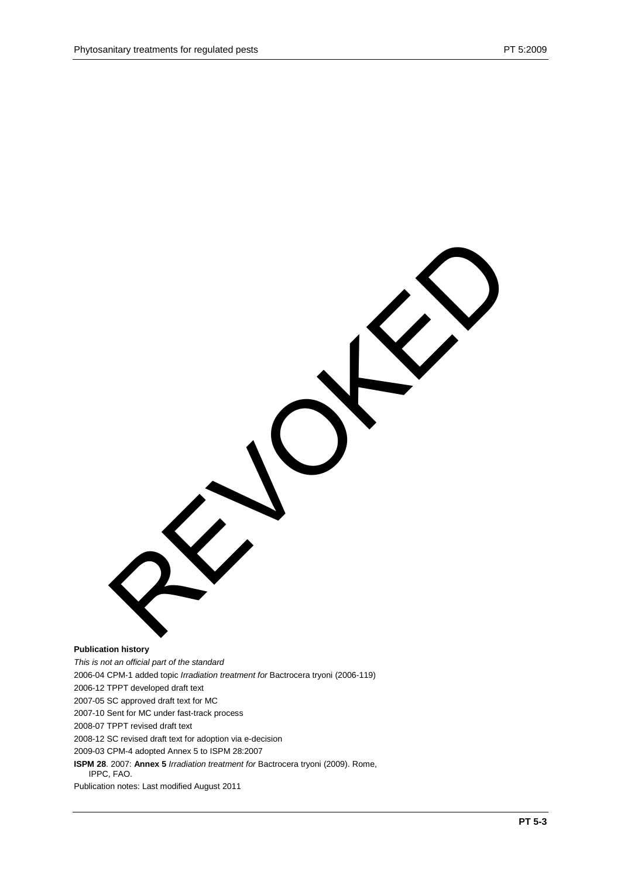REVOKED

**Publication history**

*This is not an official part of the standard*

2006-04 CPM-1 added topic *Irradiation treatment for* Bactrocera tryoni (2006-119)

2006-12 TPPT developed draft text

2007-05 SC approved draft text for MC

2007-10 Sent for MC under fast-track process

2008-07 TPPT revised draft text

2008-12 SC revised draft text for adoption via e-decision

2009-03 CPM-4 adopted Annex 5 to ISPM 28:2007

**ISPM 28**. 2007: **Annex 5** *Irradiation treatment for* Bactrocera tryoni (2009). Rome, IPPC, FAO.

Publication notes: Last modified August 2011